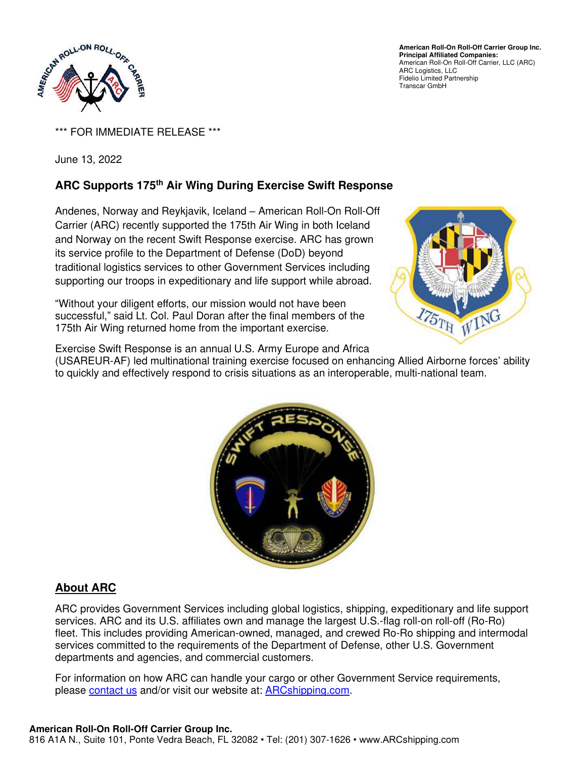American Roll-On Roll-Off Carrier Group Inc.
**Principal Affiliated Companies:**
American Roll-On Roll-Off Carrier, LLC (ARC)
ARC Logistics, LLC
Fidelio Limited Partnership
Transcar GmbH

\*\*\* FOR IMMEDIATE RELEASE \*\*\*

June 13, 2022

## ARC Supports 175th Air Wing During Exercise Swift Response

Andenes, Norway and Reykjavik, Iceland – American Roll-On Roll-Off Carrier (ARC) recently supported the 175th Air Wing in both Iceland and Norway on the recent Swift Response exercise. ARC has grown its service profile to the Department of Defense (DoD) beyond traditional logistics services to other Government Services including supporting our troops in expeditionary and life support while abroad.

"Without your diligent efforts, our mission would not have been successful," said Lt. Col. Paul Doran after the final members of the 175th Air Wing returned home from the important exercise.

Exercise Swift Response is an annual U.S. Army Europe and Africa (USAREUR-AF) led multinational training exercise focused on enhancing Allied Airborne forces' ability to quickly and effectively respond to crisis situations as an interoperable, multi-national team.

## About ARC

ARC provides Government Services including global logistics, shipping, expeditionary and life support services. ARC and its U.S. affiliates own and manage the largest U.S.-flag roll-on roll-off (Ro-Ro) fleet. This includes providing American-owned, managed, and crewed Ro-Ro shipping and intermodal services committed to the requirements of the Department of Defense, other U.S. Government departments and agencies, and commercial customers.

For information on how ARC can handle your cargo or other Government Service requirements, please contact us and/or visit our website at: ARCshipping.com.

**American Roll-On Roll-Off Carrier Group Inc.**
816 A1A N., Suite 101, Ponte Vedra Beach, FL 32082 • Tel: (201) 307-1626 • www.ARCshipping.com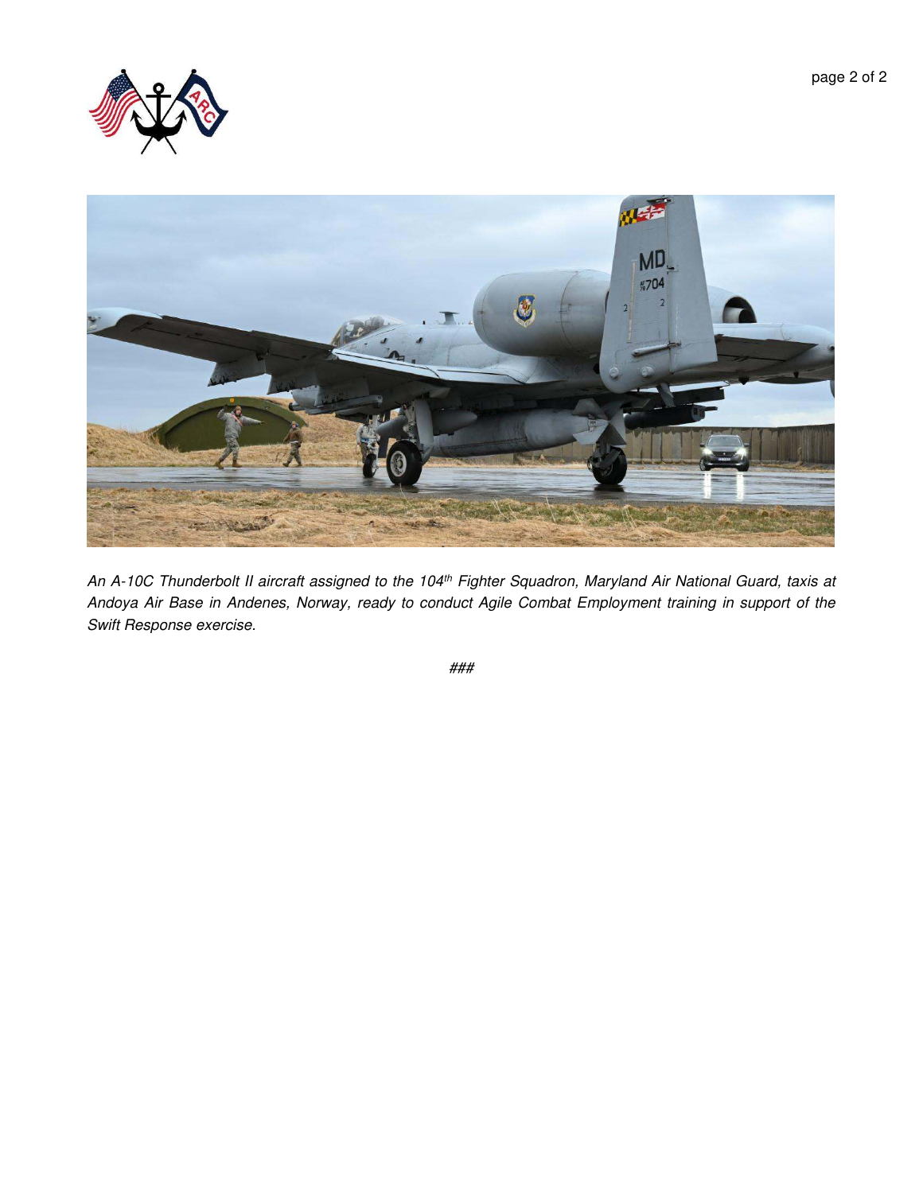*An A-10C Thunderbolt II aircraft assigned to the 104th Fighter Squadron, Maryland Air National Guard, taxis at Andoya Air Base in Andenes, Norway, ready to conduct Agile Combat Employment training in support of the Swift Response exercise.*

###